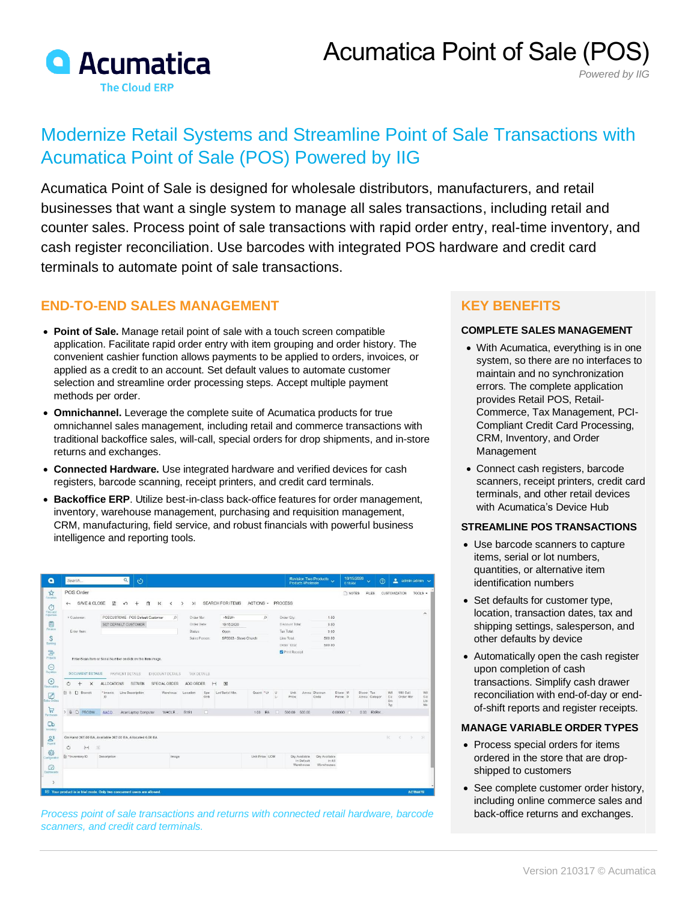# Acumatica Point of Sale (POS)

*Powered by IIG*

Acumatica
The Cloud ERP

## Modernize Retail Systems and Streamline Point of Sale Transactions with Acumatica Point of Sale (POS) Powered by IIG

Acumatica Point of Sale is designed for wholesale distributors, manufacturers, and retail businesses that want a single system to manage all sales transactions, including retail and counter sales. Process point of sale transactions with rapid order entry, real-time inventory, and cash register reconciliation. Use barcodes with integrated POS hardware and credit card terminals to automate point of sale transactions.

## END-TO-END SALES MANAGEMENT

- **Point of Sale.** Manage retail point of sale with a touch screen compatible application. Facilitate rapid order entry with item grouping and order history. The convenient cashier function allows payments to be applied to orders, invoices, or applied as a credit to an account. Set default values to automate customer selection and streamline order processing steps. Accept multiple payment methods per order.
- **Omnichannel.** Leverage the complete suite of Acumatica products for true omnichannel sales management, including retail and commerce transactions with traditional backoffice sales, will-call, special orders for drop shipments, and in-store returns and exchanges.
- **Connected Hardware.** Use integrated hardware and verified devices for cash registers, barcode scanning, receipt printers, and credit card terminals.
- **Backoffice ERP**. Utilize best-in-class back-office features for order management, inventory, warehouse management, purchasing and requisition management, CRM, manufacturing, field service, and robust financials with powerful business intelligence and reporting tools.

*Process point of sale transactions and returns with connected retail hardware, barcode scanners, and credit card terminals.*

## KEY BENEFITS

### COMPLETE SALES MANAGEMENT

- With Acumatica, everything is in one system, so there are no interfaces to maintain and no synchronization errors. The complete application provides Retail POS, Retail-Commerce, Tax Management, PCI-Compliant Credit Card Processing, CRM, Inventory, and Order Management
- Connect cash registers, barcode scanners, receipt printers, credit card terminals, and other retail devices with Acumatica's Device Hub

### STREAMLINE POS TRANSACTIONS

- Use barcode scanners to capture items, serial or lot numbers, quantities, or alternative item identification numbers
- Set defaults for customer type, location, transaction dates, tax and shipping settings, salesperson, and other defaults by device
- Automatically open the cash register upon completion of cash transactions. Simplify cash drawer reconciliation with end-of-day or end-of-shift reports and register receipts.

### MANAGE VARIABLE ORDER TYPES

- Process special orders for items ordered in the store that are drop-shipped to customers
- See complete customer order history, including online commerce sales and back-office returns and exchanges.

Version 210317 © Acumatica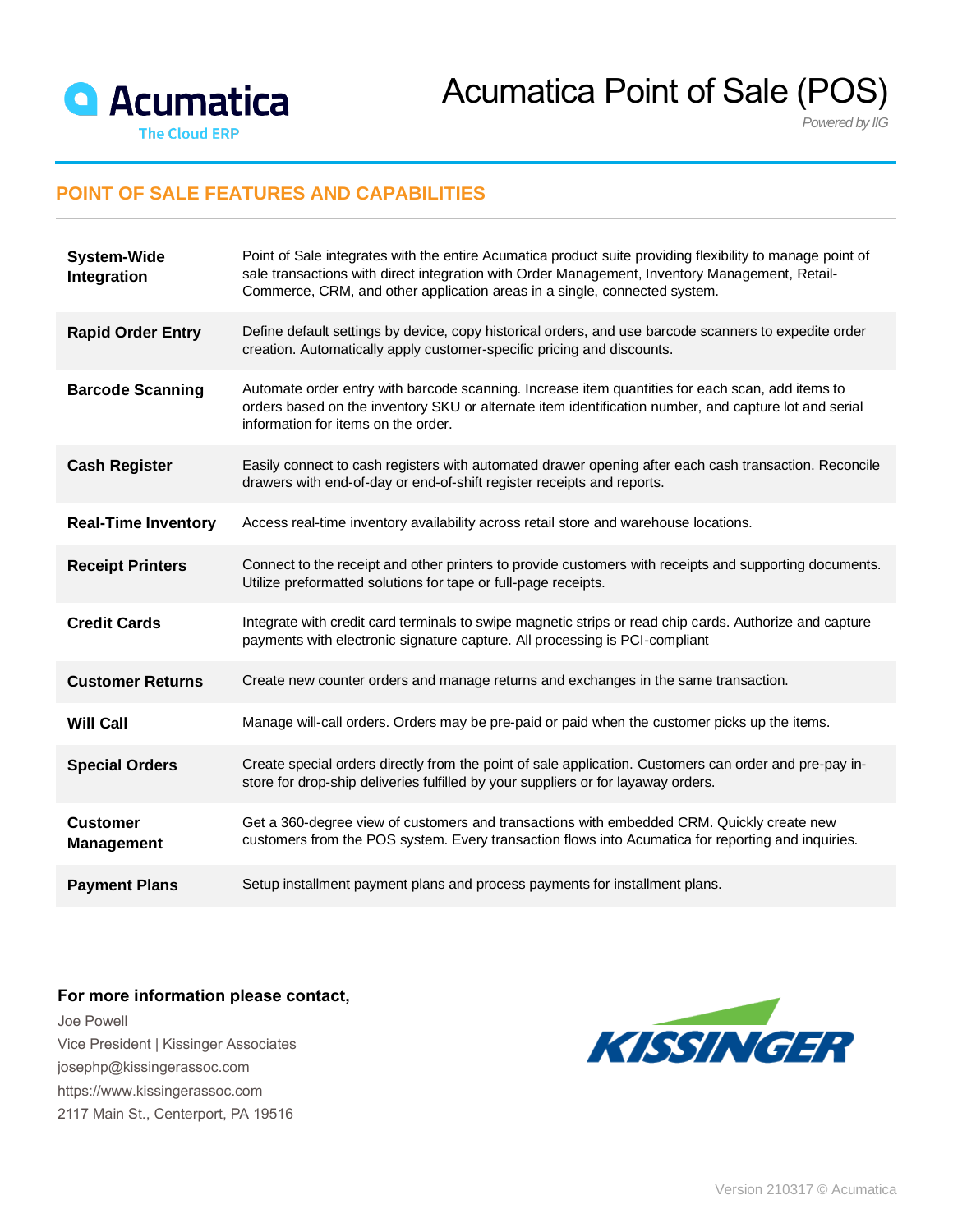# Acumatica Point of Sale (POS)

*Powered by IIG*

## POINT OF SALE FEATURES AND CAPABILITIES

| | |
|---|---|
| **System-Wide Integration** | Point of Sale integrates with the entire Acumatica product suite providing flexibility to manage point of sale transactions with direct integration with Order Management, Inventory Management, Retail-Commerce, CRM, and other application areas in a single, connected system. |
| **Rapid Order Entry** | Define default settings by device, copy historical orders, and use barcode scanners to expedite order creation. Automatically apply customer-specific pricing and discounts. |
| **Barcode Scanning** | Automate order entry with barcode scanning. Increase item quantities for each scan, add items to orders based on the inventory SKU or alternate item identification number, and capture lot and serial information for items on the order. |
| **Cash Register** | Easily connect to cash registers with automated drawer opening after each cash transaction. Reconcile drawers with end-of-day or end-of-shift register receipts and reports. |
| **Real-Time Inventory** | Access real-time inventory availability across retail store and warehouse locations. |
| **Receipt Printers** | Connect to the receipt and other printers to provide customers with receipts and supporting documents. Utilize preformatted solutions for tape or full-page receipts. |
| **Credit Cards** | Integrate with credit card terminals to swipe magnetic strips or read chip cards. Authorize and capture payments with electronic signature capture. All processing is PCI-compliant |
| **Customer Returns** | Create new counter orders and manage returns and exchanges in the same transaction. |
| **Will Call** | Manage will-call orders. Orders may be pre-paid or paid when the customer picks up the items. |
| **Special Orders** | Create special orders directly from the point of sale application. Customers can order and pre-pay in-store for drop-ship deliveries fulfilled by your suppliers or for layaway orders. |
| **Customer Management** | Get a 360-degree view of customers and transactions with embedded CRM. Quickly create new customers from the POS system. Every transaction flows into Acumatica for reporting and inquiries. |
| **Payment Plans** | Setup installment payment plans and process payments for installment plans. |

**For more information please contact,**

Joe Powell
Vice President | Kissinger Associates
josephp@kissingerassoc.com
https://www.kissingerassoc.com
2117 Main St., Centerport, PA 19516

Version 210317 © Acumatica